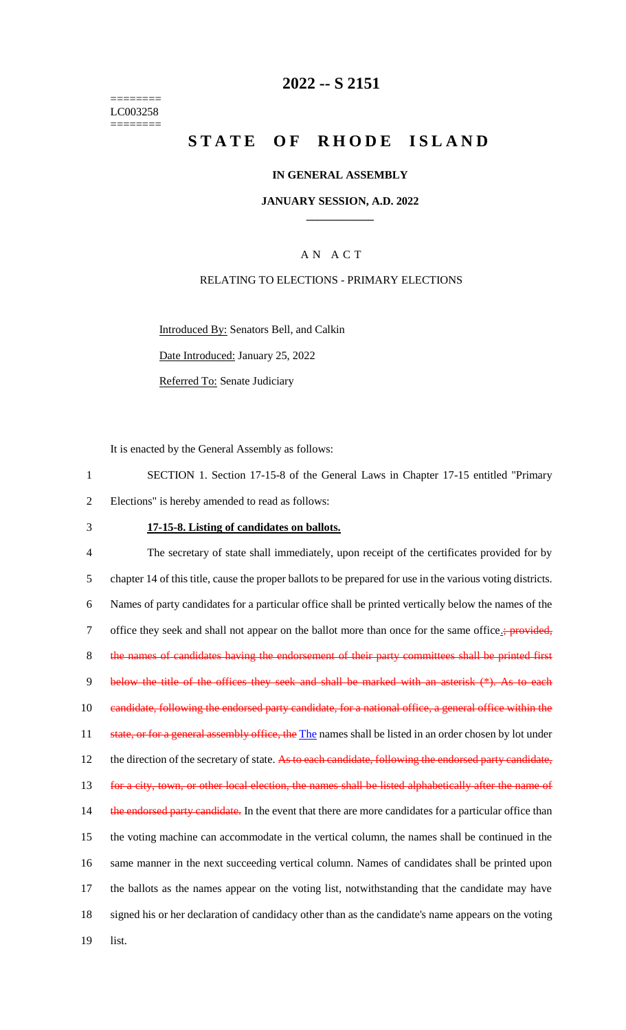========
LC003258
========

# 2022 -- S 2151

# STATE OF RHODE ISLAND

**IN GENERAL ASSEMBLY**

**JANUARY SESSION, A.D. 2022**

A N A C T

RELATING TO ELECTIONS - PRIMARY ELECTIONS

Introduced By: Senators Bell, and Calkin

Date Introduced: January 25, 2022

Referred To: Senate Judiciary

It is enacted by the General Assembly as follows:

1 SECTION 1. Section 17-15-8 of the General Laws in Chapter 17-15 entitled "Primary
2 Elections" is hereby amended to read as follows:

3 **17-15-8. Listing of candidates on ballots.**

4 The secretary of state shall immediately, upon receipt of the certificates provided for by
5 chapter 14 of this title, cause the proper ballots to be prepared for use in the various voting districts.
6 Names of party candidates for a particular office shall be printed vertically below the names of the
7 office they seek and shall not appear on the ballot more than once for the same office.~~; provided,~~
8 ~~the names of candidates having the endorsement of their party committees shall be printed first~~
9 ~~below the title of the offices they seek and shall be marked with an asterisk (*). As to each~~
10 ~~candidate, following the endorsed party candidate, for a national office, a general office within the~~
11 ~~state, or for a general assembly office, the~~ The names shall be listed in an order chosen by lot under
12 the direction of the secretary of state. ~~As to each candidate, following the endorsed party candidate,~~
13 ~~for a city, town, or other local election, the names shall be listed alphabetically after the name of~~
14 ~~the endorsed party candidate.~~ In the event that there are more candidates for a particular office than
15 the voting machine can accommodate in the vertical column, the names shall be continued in the
16 same manner in the next succeeding vertical column. Names of candidates shall be printed upon
17 the ballots as the names appear on the voting list, notwithstanding that the candidate may have
18 signed his or her declaration of candidacy other than as the candidate's name appears on the voting
19 list.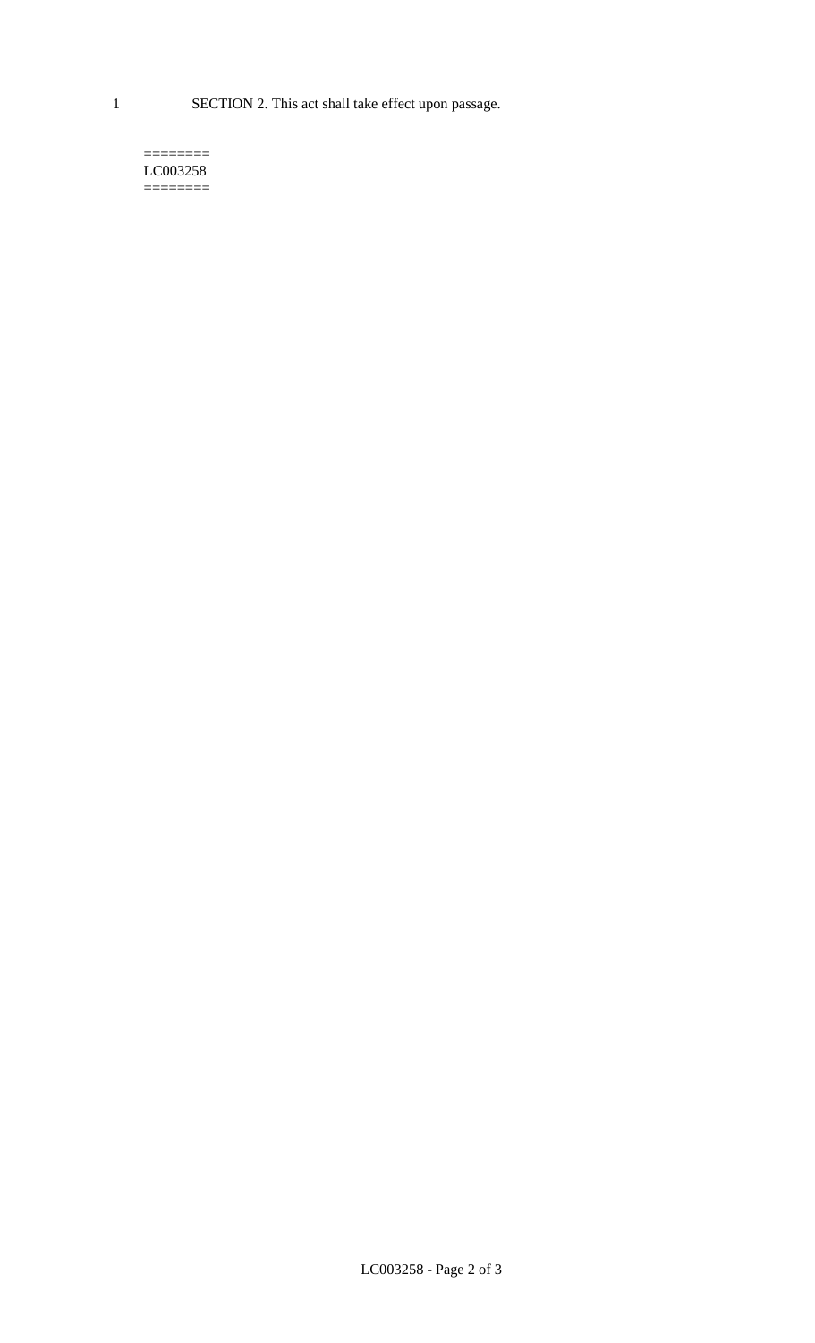SECTION 2. This act shall take effect upon passage.

========
LC003258
========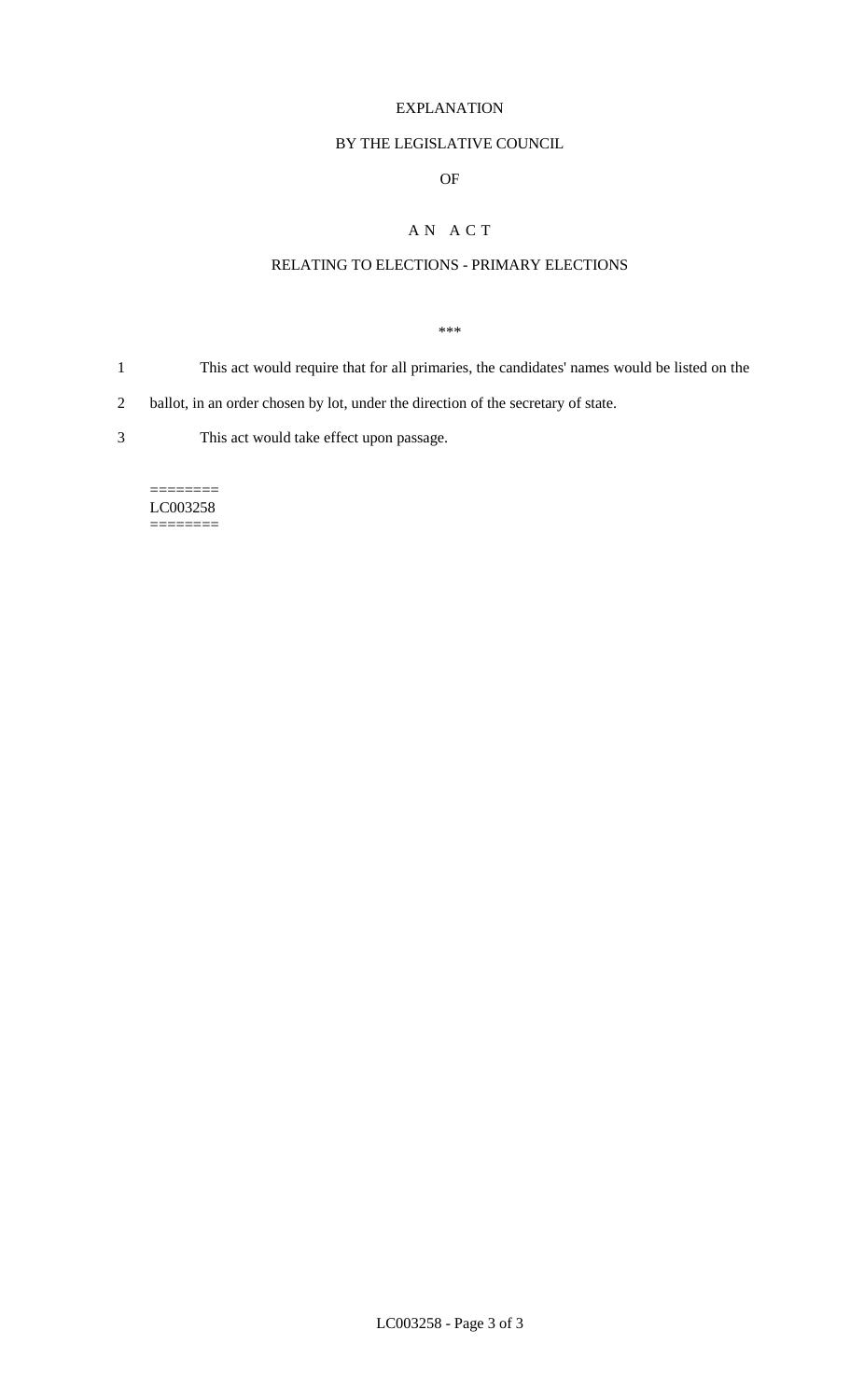EXPLANATION

BY THE LEGISLATIVE COUNCIL

OF

A N A C T

RELATING TO ELECTIONS - PRIMARY ELECTIONS

\*\*\*

1 This act would require that for all primaries, the candidates' names would be listed on the

2 ballot, in an order chosen by lot, under the direction of the secretary of state.

3 This act would take effect upon passage.

========
LC003258
========